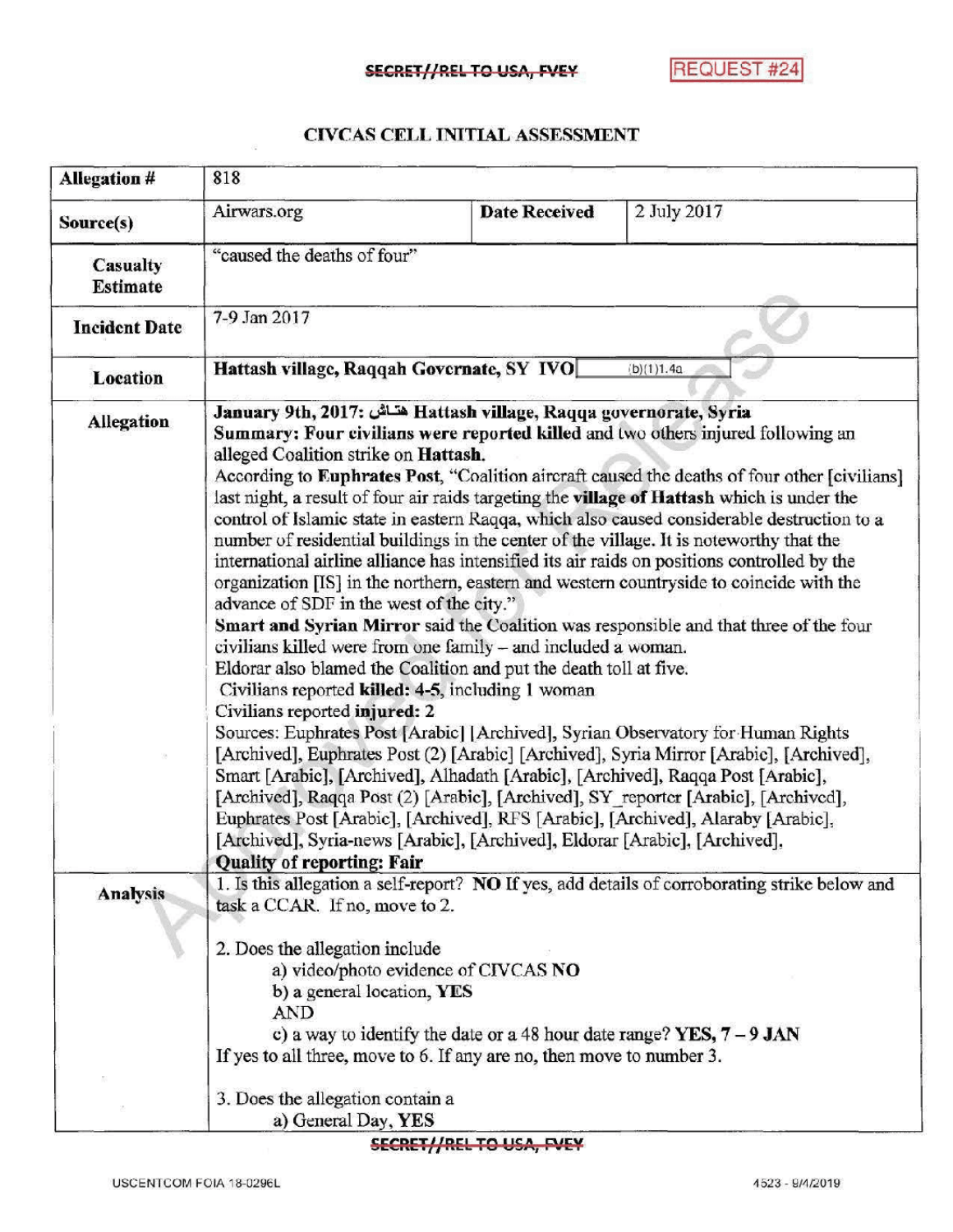SECRET//REL TO USA, FVEY

REQUEST #24

## CIVCAS CELL INITIAL ASSESSMENT

| Allegation # | 818 | | |
|---|---|---|---|
| Source(s) | Airwars.org | Date Received | 2 July 2017 |
| Casualty Estimate | "caused the deaths of four" | | |
| Incident Date | 7-9 Jan 2017 | | |
| Location | **Hattash village, Raqqah Governate, SY IVO** (b)(1)1.4a | | |
| Allegation | **January 9th, 2017: هتاش Hattash village, Raqqa governorate, Syria**<br>**Summary: Four civilians were reported killed** and two others injured following an alleged Coalition strike on **Hattash.**<br>According to **Euphrates Post**, "Coalition aircraft caused the deaths of four other [civilians] last night, a result of four air raids targeting the **village of Hattash** which is under the control of Islamic state in eastern Raqqa, which also caused considerable destruction to a number of residential buildings in the center of the village. It is noteworthy that the international airline alliance has intensified its air raids on positions controlled by the organization [IS] in the northern, eastern and western countryside to coincide with the advance of SDF in the west of the city."<br>**Smart and Syrian Mirror** said the Coalition was responsible and that three of the four civilians killed were from one family – and included a woman.<br>Eldorar also blamed the Coalition and put the death toll at five.<br>Civilians reported **killed: 4-5**, including 1 woman<br>Civilians reported **injured: 2**<br>Sources: Euphrates Post [Arabic] [Archived], Syrian Observatory for Human Rights [Archived], Euphrates Post (2) [Arabic] [Archived], Syria Mirror [Arabic], [Archived], Smart [Arabic], [Archived], Alhadath [Arabic], [Archived], Raqqa Post [Arabic], [Archived], Raqqa Post (2) [Arabic], [Archived], SY_reporter [Arabic], [Archived], Euphrates Post [Arabic], [Archived], RFS [Arabic], [Archived], Alaraby [Arabic], [Archived], Syria-news [Arabic], [Archived], Eldorar [Arabic], [Archived].<br>**Quality of reporting: Fair** | | |
| Analysis | 1. Is this allegation a self-report? **NO** If yes, add details of corroborating strike below and task a CCAR. If no, move to 2.<br><br>2. Does the allegation include<br>a) video/photo evidence of CIVCAS **NO**<br>b) a general location, **YES**<br>AND<br>c) a way to identify the date or a 48 hour date range? **YES, 7 – 9 JAN**<br>If yes to all three, move to 6. If any are no, then move to number 3.<br><br>3. Does the allegation contain a<br>a) General Day, **YES** | | |

SECRET//REL TO USA, FVEY

USCENTCOM FOIA 18-0296L 4523 - 9/4/2019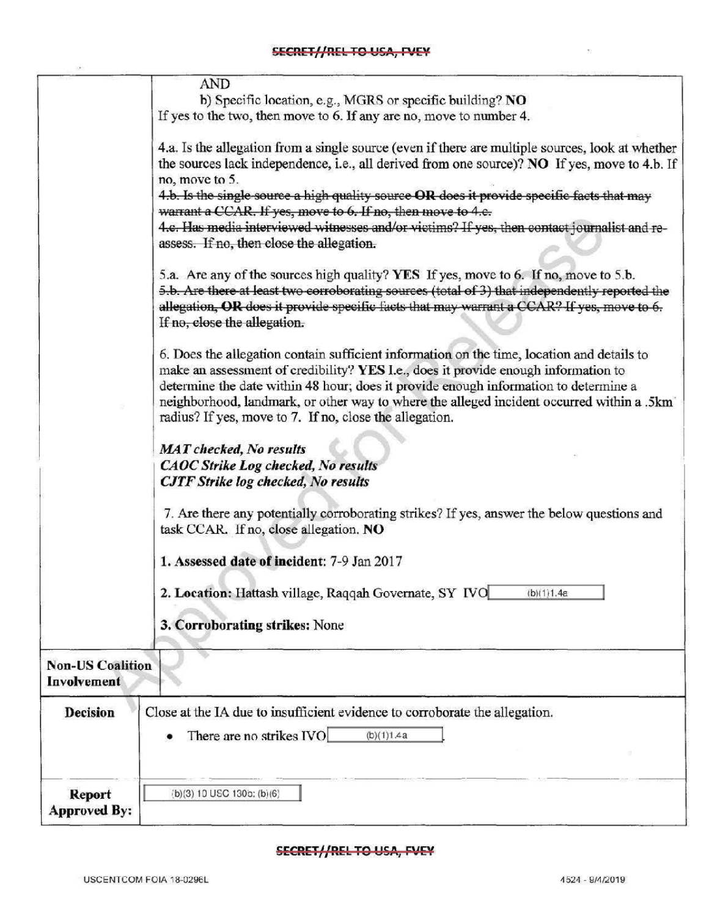| | |
|---|---|
| | AND<br>b) Specific location, e.g., MGRS or specific building? **NO**<br>If yes to the two, then move to 6. If any are no, move to number 4.<br><br>4.a. Is the allegation from a single source (even if there are multiple sources, look at whether the sources lack independence, i.e., all derived from one source)? **NO** If yes, move to 4.b. If no, move to 5.<br>~~4.b. Is the single source a high quality source **OR** does it provide specific facts that may warrant a CCAR. If yes, move to 6. If no, then move to 4.c.~~<br>~~4.c. Has media interviewed witnesses and/or victims? If yes, then contact journalist and re-assess. If no, then close the allegation.~~<br><br>5.a. Are any of the sources high quality? **YES** If yes, move to 6. If no, move to 5.b.<br>~~5.b. Are there at least two corroborating sources (total of 3) that independently reported the allegation, **OR** does it provide specific facts that may warrant a CCAR? If yes, move to 6. If no, close the allegation.~~<br><br>6. Does the allegation contain sufficient information on the time, location and details to make an assessment of credibility? **YES** I.e., does it provide enough information to determine the date within 48 hour; does it provide enough information to determine a neighborhood, landmark, or other way to where the alleged incident occurred within a .5km radius? If yes, move to 7. If no, close the allegation.<br><br>***MAT checked, No results***<br>***CAOC Strike Log checked, No results***<br>***CJTF Strike log checked, No results***<br><br>7. Are there any potentially corroborating strikes? If yes, answer the below questions and task CCAR. If no, close allegation. **NO**<br><br>**1. Assessed date of incident:** 7-9 Jan 2017<br><br>**2. Location:** Hattash village, Raqqah Governate, SY IVO (b)(1)1.4a<br><br>**3. Corroborating strikes:** None |
| **Non-US Coalition Involvement** | |
| **Decision** | Close at the IA due to insufficient evidence to corroborate the allegation.<br>• There are no strikes IVO (b)(1)1.4a. |
| **Report Approved By:** | (b)(3) 10 USC 130b; (b)(6) |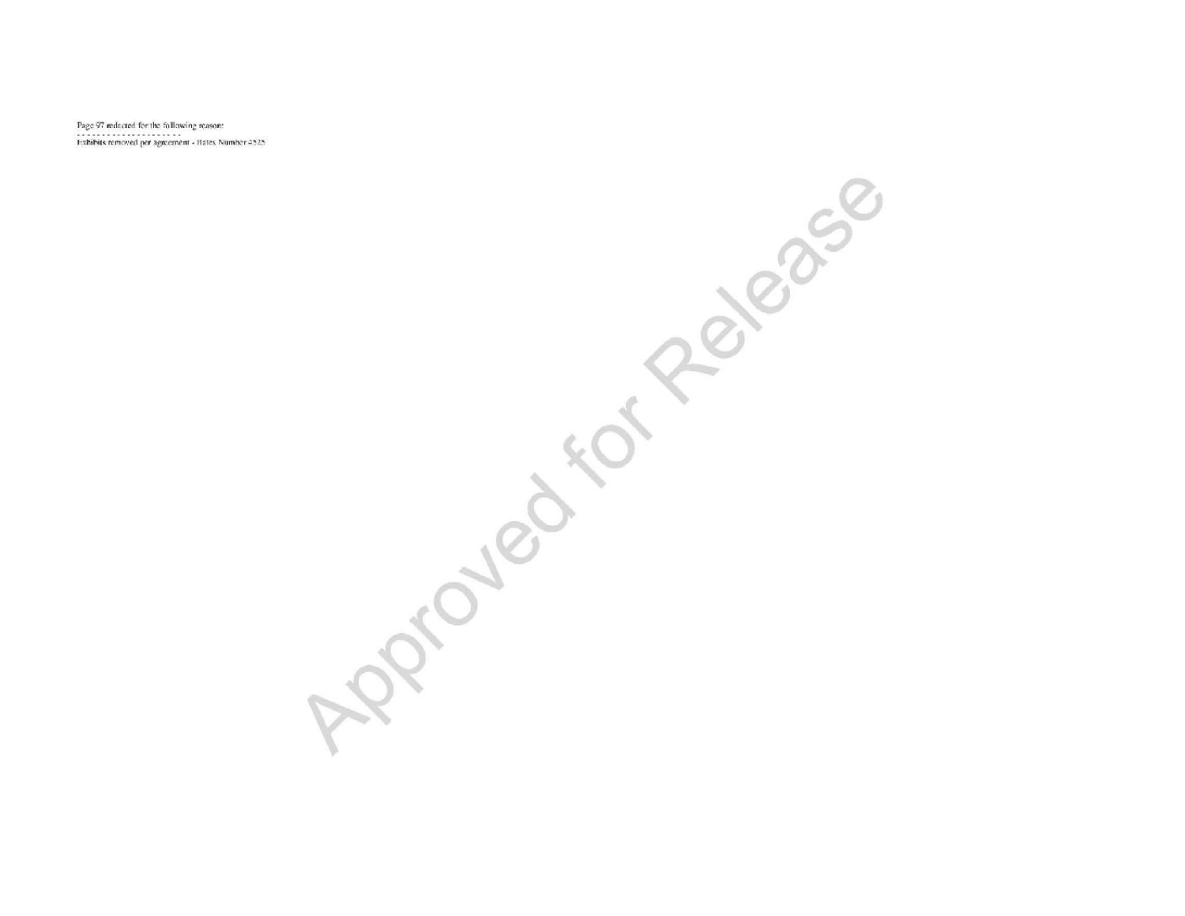Page 97 redacted for the following reason:

- - - - - - - - - - - - - - - - - - - -

**Exhibits** removed per agreement - Bates Number 4525

Approved for Release